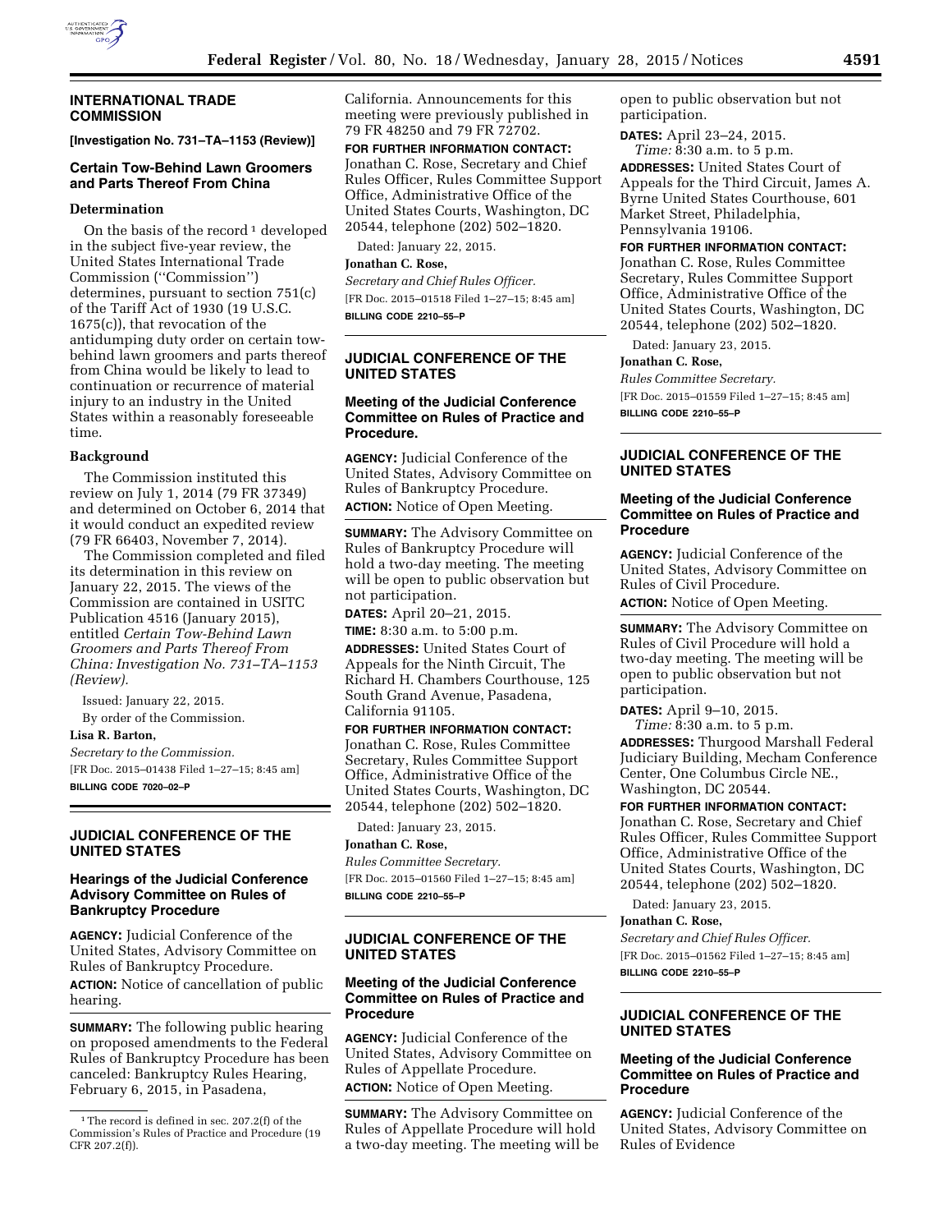## INTERNATIONAL TRADE COMMISSION

**[Investigation No. 731–TA–1153 (Review)]**

### Certain Tow-Behind Lawn Groomers and Parts Thereof From China

#### Determination

On the basis of the record[1] developed in the subject five-year review, the United States International Trade Commission (''Commission'') determines, pursuant to section 751(c) of the Tariff Act of 1930 (19 U.S.C. 1675(c)), that revocation of the antidumping duty order on certain tow-behind lawn groomers and parts thereof from China would be likely to lead to continuation or recurrence of material injury to an industry in the United States within a reasonably foreseeable time.

#### Background

The Commission instituted this review on July 1, 2014 (79 FR 37349) and determined on October 6, 2014 that it would conduct an expedited review (79 FR 66403, November 7, 2014).

The Commission completed and filed its determination in this review on January 22, 2015. The views of the Commission are contained in USITC Publication 4516 (January 2015), entitled *Certain Tow-Behind Lawn Groomers and Parts Thereof From China: Investigation No. 731–TA–1153 (Review).*

Issued: January 22, 2015.

By order of the Commission.

**Lisa R. Barton,**

*Secretary to the Commission.*

[FR Doc. 2015–01438 Filed 1–27–15; 8:45 am]

**BILLING CODE 7020–02–P**

[1] The record is defined in sec. 207.2(f) of the Commission's Rules of Practice and Procedure (19 CFR 207.2(f)).

## JUDICIAL CONFERENCE OF THE UNITED STATES

### Hearings of the Judicial Conference Advisory Committee on Rules of Bankruptcy Procedure

**AGENCY:** Judicial Conference of the United States, Advisory Committee on Rules of Bankruptcy Procedure.

**ACTION:** Notice of cancellation of public hearing.

**SUMMARY:** The following public hearing on proposed amendments to the Federal Rules of Bankruptcy Procedure has been canceled: Bankruptcy Rules Hearing, February 6, 2015, in Pasadena, California. Announcements for this meeting were previously published in 79 FR 48250 and 79 FR 72702.

**FOR FURTHER INFORMATION CONTACT:** Jonathan C. Rose, Secretary and Chief Rules Officer, Rules Committee Support Office, Administrative Office of the United States Courts, Washington, DC 20544, telephone (202) 502–1820.

Dated: January 22, 2015.

**Jonathan C. Rose,**

*Secretary and Chief Rules Officer.*

[FR Doc. 2015–01518 Filed 1–27–15; 8:45 am]

**BILLING CODE 2210–55–P**

## JUDICIAL CONFERENCE OF THE UNITED STATES

### Meeting of the Judicial Conference Committee on Rules of Practice and Procedure.

**AGENCY:** Judicial Conference of the United States, Advisory Committee on Rules of Bankruptcy Procedure.

**ACTION:** Notice of Open Meeting.

**SUMMARY:** The Advisory Committee on Rules of Bankruptcy Procedure will hold a two-day meeting. The meeting will be open to public observation but not participation.

**DATES:** April 20–21, 2015.

**TIME:** 8:30 a.m. to 5:00 p.m.

**ADDRESSES:** United States Court of Appeals for the Ninth Circuit, The Richard H. Chambers Courthouse, 125 South Grand Avenue, Pasadena, California 91105.

**FOR FURTHER INFORMATION CONTACT:** Jonathan C. Rose, Rules Committee Secretary, Rules Committee Support Office, Administrative Office of the United States Courts, Washington, DC 20544, telephone (202) 502–1820.

Dated: January 23, 2015.

**Jonathan C. Rose,**

*Rules Committee Secretary.*

[FR Doc. 2015–01560 Filed 1–27–15; 8:45 am]

**BILLING CODE 2210–55–P**

## JUDICIAL CONFERENCE OF THE UNITED STATES

### Meeting of the Judicial Conference Committee on Rules of Practice and Procedure

**AGENCY:** Judicial Conference of the United States, Advisory Committee on Rules of Appellate Procedure.

**ACTION:** Notice of Open Meeting.

**SUMMARY:** The Advisory Committee on Rules of Appellate Procedure will hold a two-day meeting. The meeting will be open to public observation but not participation.

**DATES:** April 23–24, 2015.

*Time:* 8:30 a.m. to 5 p.m.

**ADDRESSES:** United States Court of Appeals for the Third Circuit, James A. Byrne United States Courthouse, 601 Market Street, Philadelphia, Pennsylvania 19106.

**FOR FURTHER INFORMATION CONTACT:** Jonathan C. Rose, Rules Committee Secretary, Rules Committee Support Office, Administrative Office of the United States Courts, Washington, DC 20544, telephone (202) 502–1820.

Dated: January 23, 2015.

**Jonathan C. Rose,**

*Rules Committee Secretary.*

[FR Doc. 2015–01559 Filed 1–27–15; 8:45 am]

**BILLING CODE 2210–55–P**

## JUDICIAL CONFERENCE OF THE UNITED STATES

### Meeting of the Judicial Conference Committee on Rules of Practice and Procedure

**AGENCY:** Judicial Conference of the United States, Advisory Committee on Rules of Civil Procedure.

**ACTION:** Notice of Open Meeting.

**SUMMARY:** The Advisory Committee on Rules of Civil Procedure will hold a two-day meeting. The meeting will be open to public observation but not participation.

**DATES:** April 9–10, 2015.

*Time:* 8:30 a.m. to 5 p.m.

**ADDRESSES:** Thurgood Marshall Federal Judiciary Building, Mecham Conference Center, One Columbus Circle NE., Washington, DC 20544.

**FOR FURTHER INFORMATION CONTACT:** Jonathan C. Rose, Secretary and Chief Rules Officer, Rules Committee Support Office, Administrative Office of the United States Courts, Washington, DC 20544, telephone (202) 502–1820.

Dated: January 23, 2015.

**Jonathan C. Rose,**

*Secretary and Chief Rules Officer.*

[FR Doc. 2015–01562 Filed 1–27–15; 8:45 am]

**BILLING CODE 2210–55–P**

## JUDICIAL CONFERENCE OF THE UNITED STATES

### Meeting of the Judicial Conference Committee on Rules of Practice and Procedure

**AGENCY:** Judicial Conference of the United States, Advisory Committee on Rules of Evidence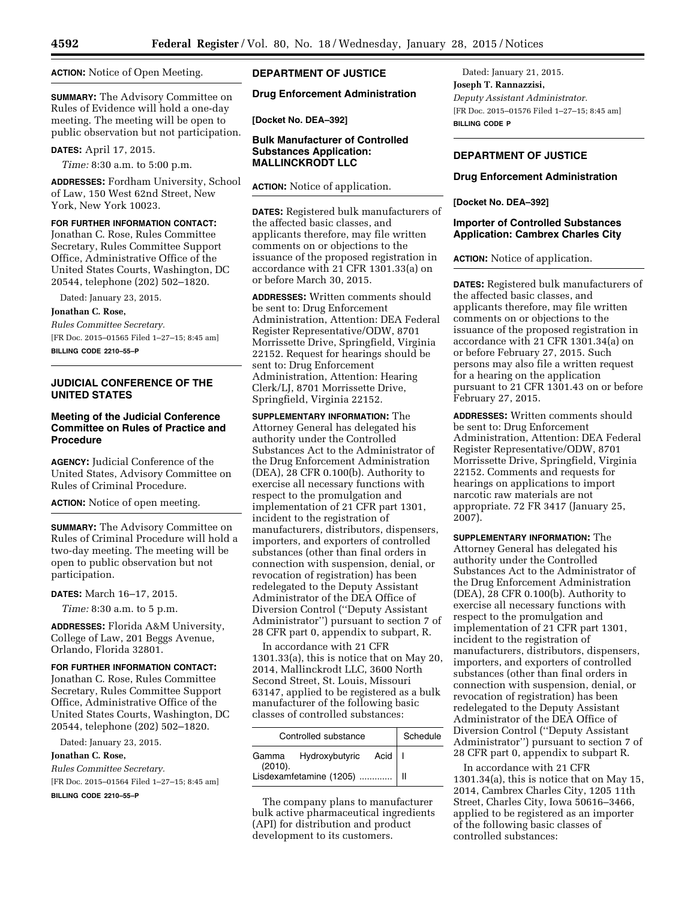**ACTION:** Notice of Open Meeting.

**SUMMARY:** The Advisory Committee on Rules of Evidence will hold a one-day meeting. The meeting will be open to public observation but not participation.

**DATES:** April 17, 2015.

*Time:* 8:30 a.m. to 5:00 p.m.

**ADDRESSES:** Fordham University, School of Law, 150 West 62nd Street, New York, New York 10023.

**FOR FURTHER INFORMATION CONTACT:** Jonathan C. Rose, Rules Committee Secretary, Rules Committee Support Office, Administrative Office of the United States Courts, Washington, DC 20544, telephone (202) 502–1820.

Dated: January 23, 2015.

**Jonathan C. Rose,**

*Rules Committee Secretary.*

[FR Doc. 2015–01565 Filed 1–27–15; 8:45 am]

**BILLING CODE 2210–55–P**

## JUDICIAL CONFERENCE OF THE UNITED STATES

### Meeting of the Judicial Conference Committee on Rules of Practice and Procedure

**AGENCY:** Judicial Conference of the United States, Advisory Committee on Rules of Criminal Procedure.

**ACTION:** Notice of open meeting.

**SUMMARY:** The Advisory Committee on Rules of Criminal Procedure will hold a two-day meeting. The meeting will be open to public observation but not participation.

**DATES:** March 16–17, 2015.

*Time:* 8:30 a.m. to 5 p.m.

**ADDRESSES:** Florida A&M University, College of Law, 201 Beggs Avenue, Orlando, Florida 32801.

**FOR FURTHER INFORMATION CONTACT:** Jonathan C. Rose, Rules Committee Secretary, Rules Committee Support Office, Administrative Office of the United States Courts, Washington, DC 20544, telephone (202) 502–1820.

Dated: January 23, 2015.

**Jonathan C. Rose,**

*Rules Committee Secretary.*

[FR Doc. 2015–01564 Filed 1–27–15; 8:45 am]

**BILLING CODE 2210–55–P**

## DEPARTMENT OF JUSTICE

### Drug Enforcement Administration

**[Docket No. DEA–392]**

### Bulk Manufacturer of Controlled Substances Application: MALLINCKRODT LLC

**ACTION:** Notice of application.

**DATES:** Registered bulk manufacturers of the affected basic classes, and applicants therefore, may file written comments on or objections to the issuance of the proposed registration in accordance with 21 CFR 1301.33(a) on or before March 30, 2015.

**ADDRESSES:** Written comments should be sent to: Drug Enforcement Administration, Attention: DEA Federal Register Representative/ODW, 8701 Morrissette Drive, Springfield, Virginia 22152. Request for hearings should be sent to: Drug Enforcement Administration, Attention: Hearing Clerk/LJ, 8701 Morrissette Drive, Springfield, Virginia 22152.

**SUPPLEMENTARY INFORMATION:** The Attorney General has delegated his authority under the Controlled Substances Act to the Administrator of the Drug Enforcement Administration (DEA), 28 CFR 0.100(b). Authority to exercise all necessary functions with respect to the promulgation and implementation of 21 CFR part 1301, incident to the registration of manufacturers, distributors, dispensers, importers, and exporters of controlled substances (other than final orders in connection with suspension, denial, or revocation of registration) has been redelegated to the Deputy Assistant Administrator of the DEA Office of Diversion Control (''Deputy Assistant Administrator'') pursuant to section 7 of 28 CFR part 0, appendix to subpart, R.

In accordance with 21 CFR 1301.33(a), this is notice that on May 20, 2014, Mallinckrodt LLC, 3600 North Second Street, St. Louis, Missouri 63147, applied to be registered as a bulk manufacturer of the following basic classes of controlled substances:

| Controlled substance | Schedule |
|---|---|
| Gamma Hydroxybutyric Acid (2010). | I |
| Lisdexamfetamine (1205) ............. | II |

The company plans to manufacturer bulk active pharmaceutical ingredients (API) for distribution and product development to its customers.

Dated: January 21, 2015.

**Joseph T. Rannazzisi,**

*Deputy Assistant Administrator.*

[FR Doc. 2015–01576 Filed 1–27–15; 8:45 am]

**BILLING CODE P**

## DEPARTMENT OF JUSTICE

### Drug Enforcement Administration

**[Docket No. DEA–392]**

### Importer of Controlled Substances Application: Cambrex Charles City

**ACTION:** Notice of application.

**DATES:** Registered bulk manufacturers of the affected basic classes, and applicants therefore, may file written comments on or objections to the issuance of the proposed registration in accordance with 21 CFR 1301.34(a) on or before February 27, 2015. Such persons may also file a written request for a hearing on the application pursuant to 21 CFR 1301.43 on or before February 27, 2015.

**ADDRESSES:** Written comments should be sent to: Drug Enforcement Administration, Attention: DEA Federal Register Representative/ODW, 8701 Morrissette Drive, Springfield, Virginia 22152. Comments and requests for hearings on applications to import narcotic raw materials are not appropriate. 72 FR 3417 (January 25, 2007).

**SUPPLEMENTARY INFORMATION:** The Attorney General has delegated his authority under the Controlled Substances Act to the Administrator of the Drug Enforcement Administration (DEA), 28 CFR 0.100(b). Authority to exercise all necessary functions with respect to the promulgation and implementation of 21 CFR part 1301, incident to the registration of manufacturers, distributors, dispensers, importers, and exporters of controlled substances (other than final orders in connection with suspension, denial, or revocation of registration) has been redelegated to the Deputy Assistant Administrator of the DEA Office of Diversion Control (''Deputy Assistant Administrator'') pursuant to section 7 of 28 CFR part 0, appendix to subpart R.

In accordance with 21 CFR 1301.34(a), this is notice that on May 15, 2014, Cambrex Charles City, 1205 11th Street, Charles City, Iowa 50616–3466, applied to be registered as an importer of the following basic classes of controlled substances: